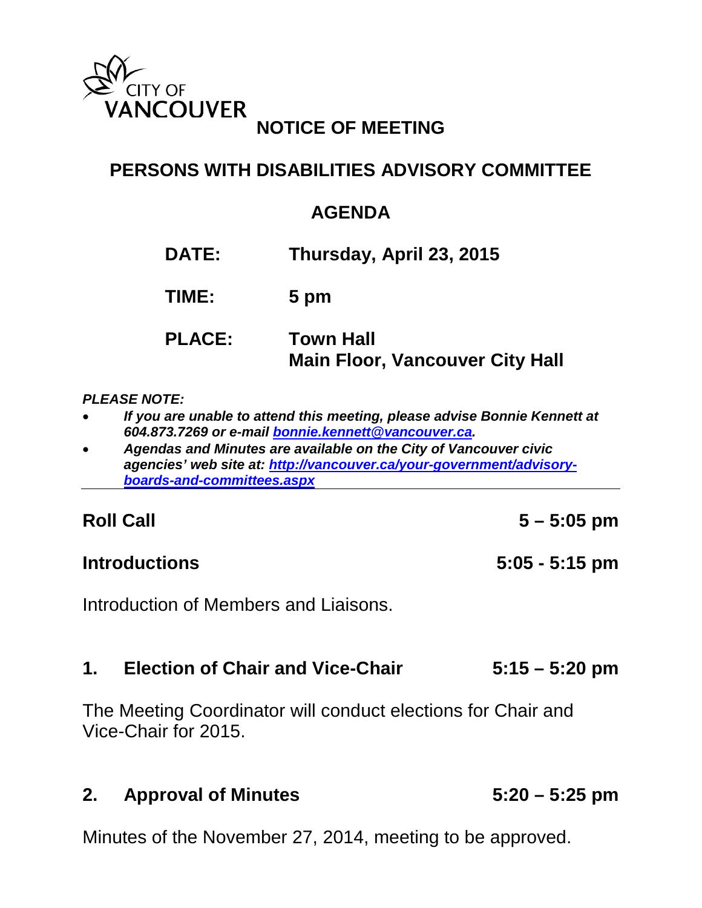CITY OF VANCOUVER

# NOTICE OF MEETING

## PERSONS WITH DISABILITIES ADVISORY COMMITTEE

## AGENDA

**DATE:** Thursday, April 23, 2015

**TIME:** 5 pm

**PLACE:** Town Hall
Main Floor, Vancouver City Hall

***PLEASE NOTE:***

- ***If you are unable to attend this meeting, please advise Bonnie Kennett at 604.873.7269 or e-mail [bonnie.kennett@vancouver.ca](mailto:bonnie.kennett@vancouver.ca).***
- ***Agendas and Minutes are available on the City of Vancouver civic agencies' web site at: [http://vancouver.ca/your-government/advisory-boards-and-committees.aspx](http://vancouver.ca/your-government/advisory-boards-and-committees.aspx)***

---

### Roll Call 5 – 5:05 pm

### Introductions 5:05 - 5:15 pm

Introduction of Members and Liaisons.

### 1. Election of Chair and Vice-Chair 5:15 – 5:20 pm

The Meeting Coordinator will conduct elections for Chair and Vice-Chair for 2015.

### 2. Approval of Minutes 5:20 – 5:25 pm

Minutes of the November 27, 2014, meeting to be approved.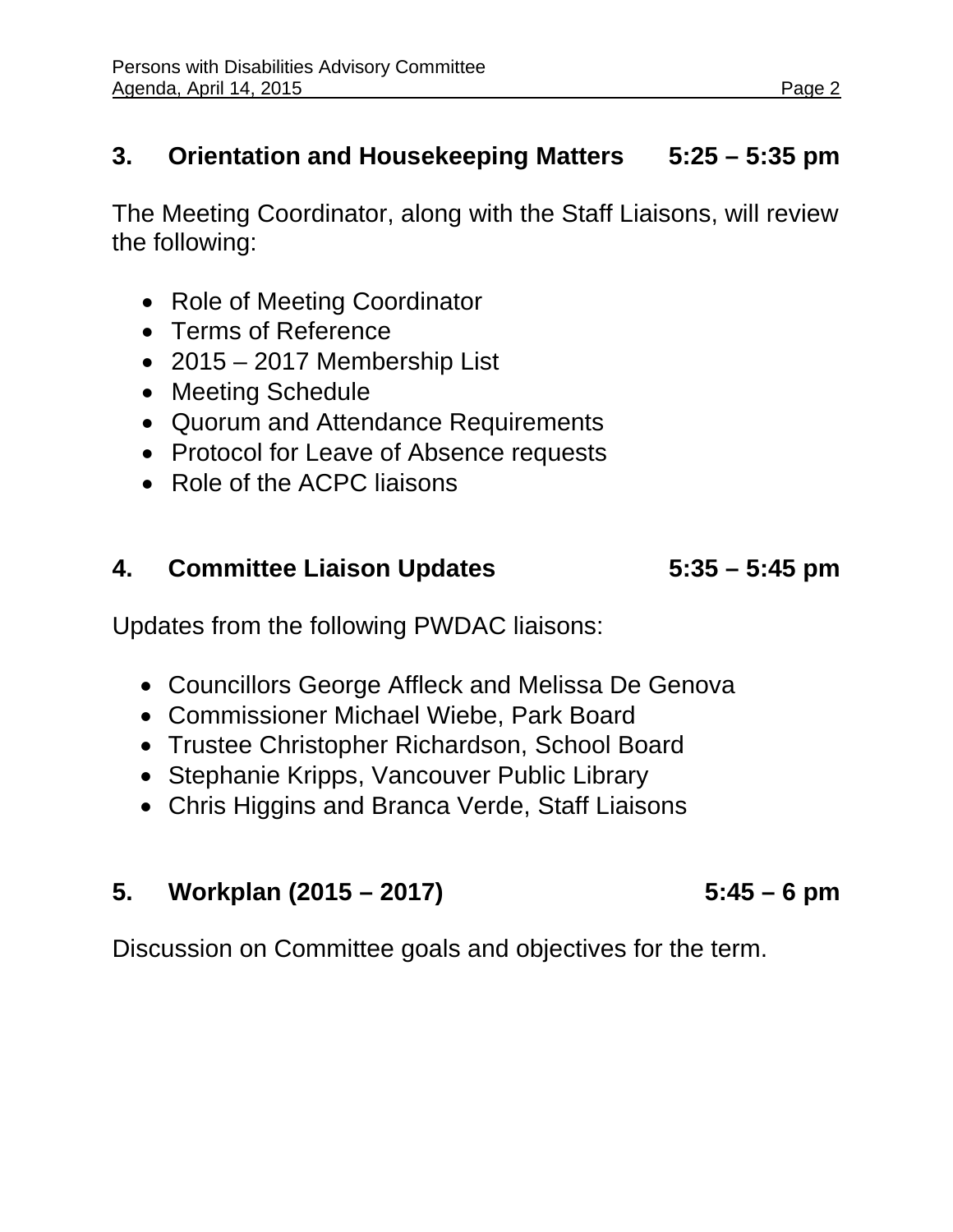## 3. Orientation and Housekeeping Matters 5:25 – 5:35 pm

The Meeting Coordinator, along with the Staff Liaisons, will review the following:

- Role of Meeting Coordinator
- Terms of Reference
- 2015 – 2017 Membership List
- Meeting Schedule
- Quorum and Attendance Requirements
- Protocol for Leave of Absence requests
- Role of the ACPC liaisons

## 4. Committee Liaison Updates 5:35 – 5:45 pm

Updates from the following PWDAC liaisons:

- Councillors George Affleck and Melissa De Genova
- Commissioner Michael Wiebe, Park Board
- Trustee Christopher Richardson, School Board
- Stephanie Kripps, Vancouver Public Library
- Chris Higgins and Branca Verde, Staff Liaisons

## 5. Workplan (2015 – 2017) 5:45 – 6 pm

Discussion on Committee goals and objectives for the term.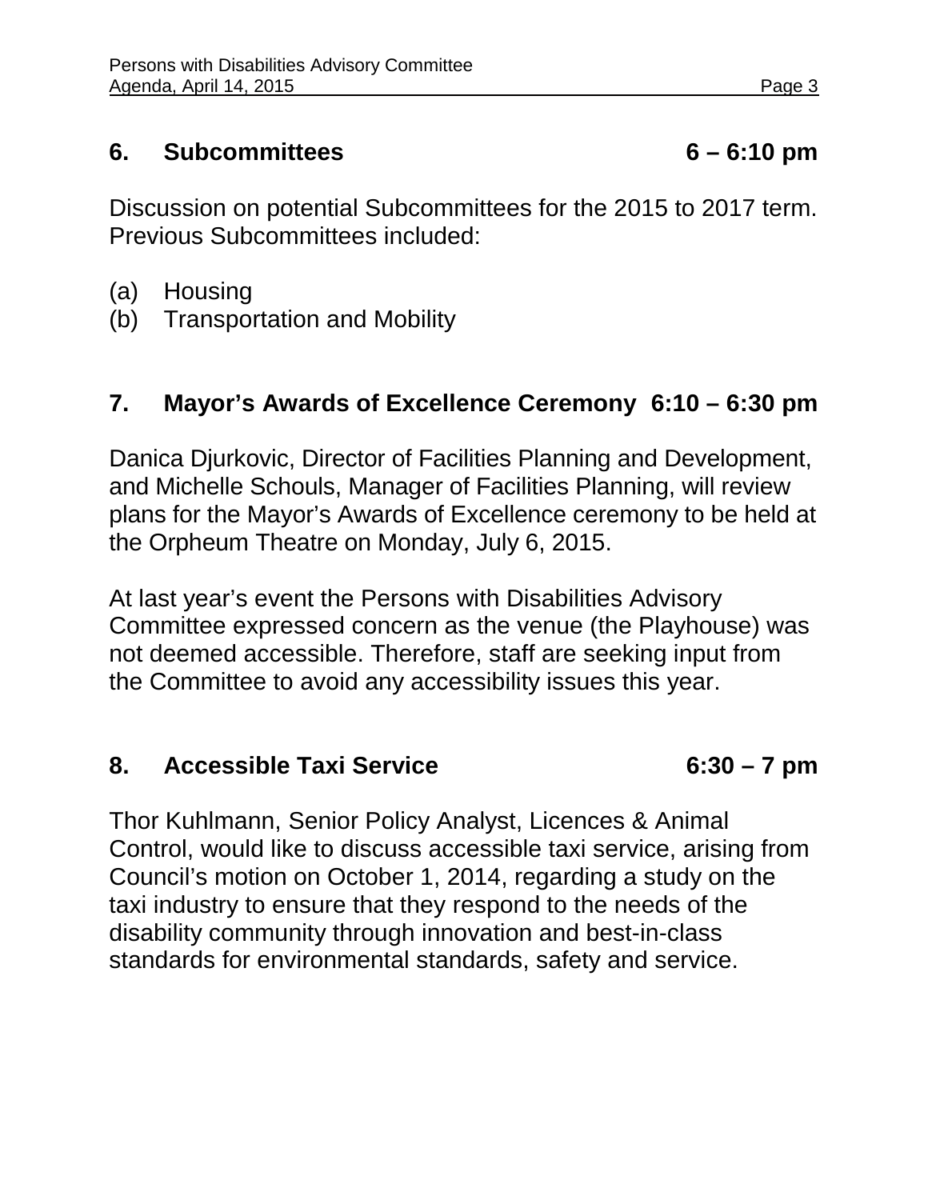## 6. Subcommittees 6 – 6:10 pm

Discussion on potential Subcommittees for the 2015 to 2017 term. Previous Subcommittees included:

(a) Housing
(b) Transportation and Mobility

## 7. Mayor's Awards of Excellence Ceremony 6:10 – 6:30 pm

Danica Djurkovic, Director of Facilities Planning and Development, and Michelle Schouls, Manager of Facilities Planning, will review plans for the Mayor's Awards of Excellence ceremony to be held at the Orpheum Theatre on Monday, July 6, 2015.

At last year's event the Persons with Disabilities Advisory Committee expressed concern as the venue (the Playhouse) was not deemed accessible. Therefore, staff are seeking input from the Committee to avoid any accessibility issues this year.

## 8. Accessible Taxi Service 6:30 – 7 pm

Thor Kuhlmann, Senior Policy Analyst, Licences & Animal Control, would like to discuss accessible taxi service, arising from Council's motion on October 1, 2014, regarding a study on the taxi industry to ensure that they respond to the needs of the disability community through innovation and best-in-class standards for environmental standards, safety and service.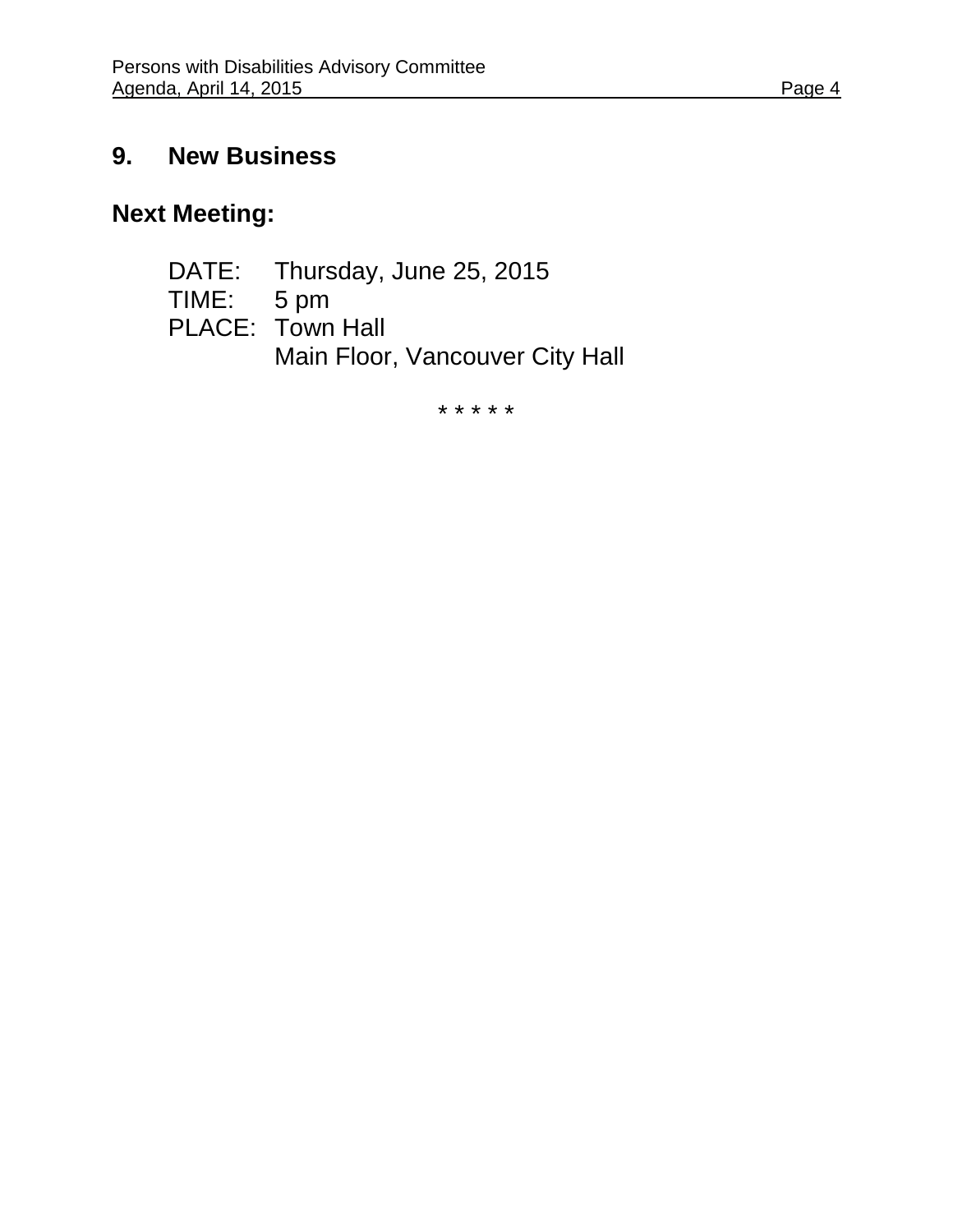## 9. New Business

## Next Meeting:

DATE: Thursday, June 25, 2015
TIME: 5 pm
PLACE: Town Hall
Main Floor, Vancouver City Hall

\* \* \* \* \*